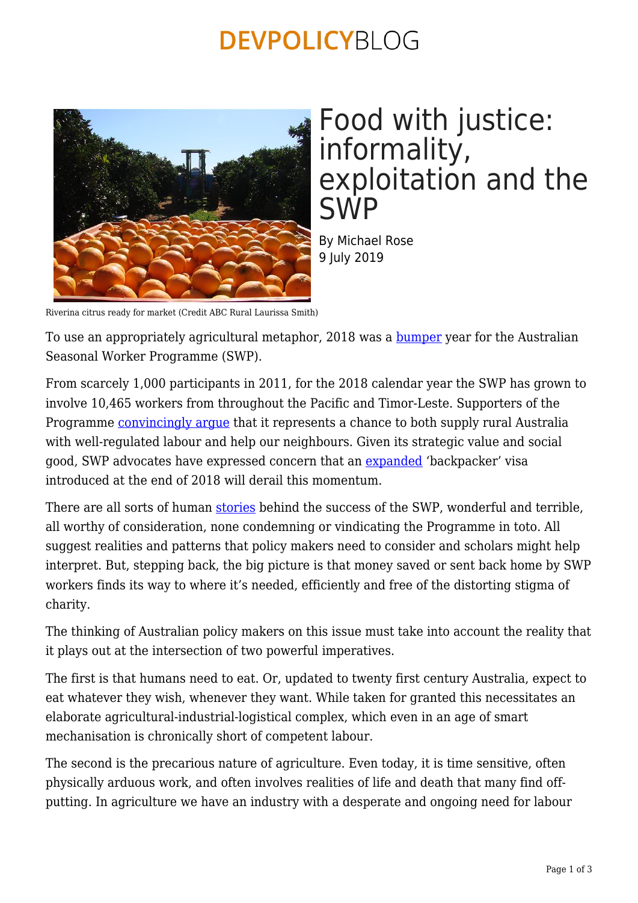# Food with justice: informality, exploitation and the SWP

By Michael Rose
9 July 2019

Riverina citrus ready for market (Credit ABC Rural Laurissa Smith)

To use an appropriately agricultural metaphor, 2018 was a bumper year for the Australian Seasonal Worker Programme (SWP).

From scarcely 1,000 participants in 2011, for the 2018 calendar year the SWP has grown to involve 10,465 workers from throughout the Pacific and Timor-Leste. Supporters of the Programme convincingly argue that it represents a chance to both supply rural Australia with well-regulated labour and help our neighbours. Given its strategic value and social good, SWP advocates have expressed concern that an expanded 'backpacker' visa introduced at the end of 2018 will derail this momentum.

There are all sorts of human stories behind the success of the SWP, wonderful and terrible, all worthy of consideration, none condemning or vindicating the Programme in toto. All suggest realities and patterns that policy makers need to consider and scholars might help interpret. But, stepping back, the big picture is that money saved or sent back home by SWP workers finds its way to where it's needed, efficiently and free of the distorting stigma of charity.

The thinking of Australian policy makers on this issue must take into account the reality that it plays out at the intersection of two powerful imperatives.

The first is that humans need to eat. Or, updated to twenty first century Australia, expect to eat whatever they wish, whenever they want. While taken for granted this necessitates an elaborate agricultural-industrial-logistical complex, which even in an age of smart mechanisation is chronically short of competent labour.

The second is the precarious nature of agriculture. Even today, it is time sensitive, often physically arduous work, and often involves realities of life and death that many find off-putting. In agriculture we have an industry with a desperate and ongoing need for labour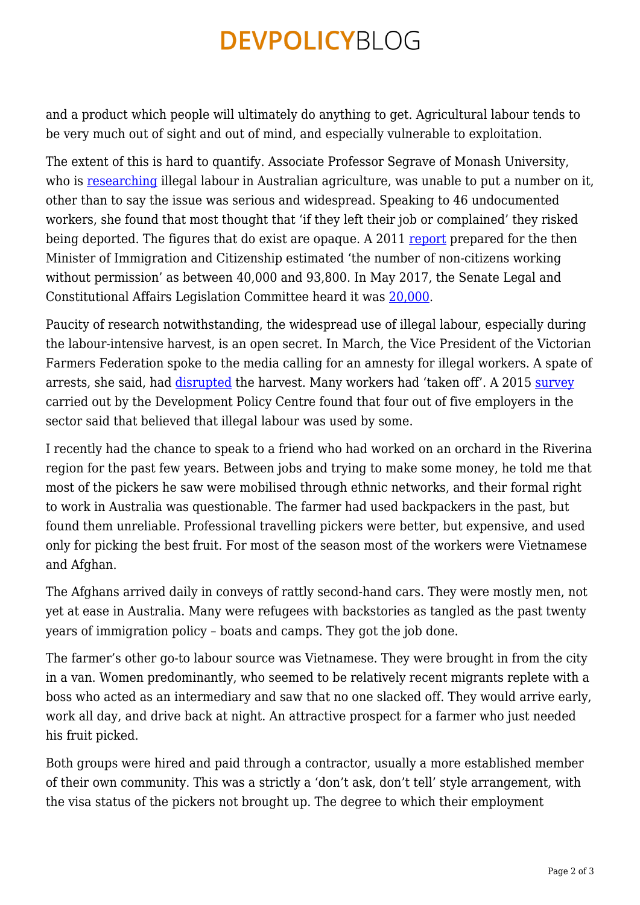and a product which people will ultimately do anything to get. Agricultural labour tends to be very much out of sight and out of mind, and especially vulnerable to exploitation.

The extent of this is hard to quantify. Associate Professor Segrave of Monash University, who is researching illegal labour in Australian agriculture, was unable to put a number on it, other than to say the issue was serious and widespread. Speaking to 46 undocumented workers, she found that most thought that 'if they left their job or complained' they risked being deported. The figures that do exist are opaque. A 2011 report prepared for the then Minister of Immigration and Citizenship estimated 'the number of non-citizens working without permission' as between 40,000 and 93,800. In May 2017, the Senate Legal and Constitutional Affairs Legislation Committee heard it was 20,000.

Paucity of research notwithstanding, the widespread use of illegal labour, especially during the labour-intensive harvest, is an open secret. In March, the Vice President of the Victorian Farmers Federation spoke to the media calling for an amnesty for illegal workers. A spate of arrests, she said, had disrupted the harvest. Many workers had 'taken off'. A 2015 survey carried out by the Development Policy Centre found that four out of five employers in the sector said that believed that illegal labour was used by some.

I recently had the chance to speak to a friend who had worked on an orchard in the Riverina region for the past few years. Between jobs and trying to make some money, he told me that most of the pickers he saw were mobilised through ethnic networks, and their formal right to work in Australia was questionable. The farmer had used backpackers in the past, but found them unreliable. Professional travelling pickers were better, but expensive, and used only for picking the best fruit. For most of the season most of the workers were Vietnamese and Afghan.

The Afghans arrived daily in conveys of rattly second-hand cars. They were mostly men, not yet at ease in Australia. Many were refugees with backstories as tangled as the past twenty years of immigration policy – boats and camps. They got the job done.

The farmer's other go-to labour source was Vietnamese. They were brought in from the city in a van. Women predominantly, who seemed to be relatively recent migrants replete with a boss who acted as an intermediary and saw that no one slacked off. They would arrive early, work all day, and drive back at night. An attractive prospect for a farmer who just needed his fruit picked.

Both groups were hired and paid through a contractor, usually a more established member of their own community. This was a strictly a 'don't ask, don't tell' style arrangement, with the visa status of the pickers not brought up. The degree to which their employment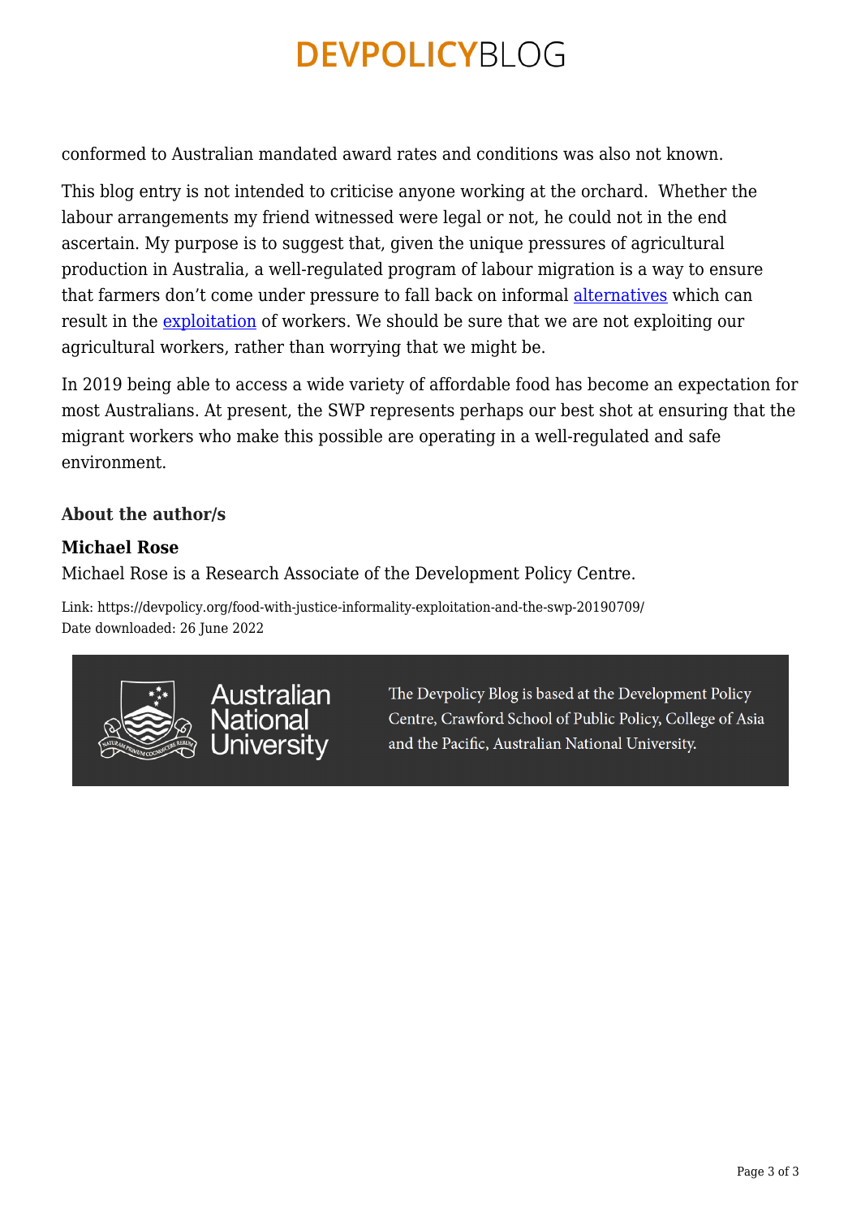conformed to Australian mandated award rates and conditions was also not known.

This blog entry is not intended to criticise anyone working at the orchard. Whether the labour arrangements my friend witnessed were legal or not, he could not in the end ascertain. My purpose is to suggest that, given the unique pressures of agricultural production in Australia, a well-regulated program of labour migration is a way to ensure that farmers don't come under pressure to fall back on informal alternatives which can result in the exploitation of workers. We should be sure that we are not exploiting our agricultural workers, rather than worrying that we might be.

In 2019 being able to access a wide variety of affordable food has become an expectation for most Australians. At present, the SWP represents perhaps our best shot at ensuring that the migrant workers who make this possible are operating in a well-regulated and safe environment.

### About the author/s

**Michael Rose**

Michael Rose is a Research Associate of the Development Policy Centre.

Link: https://devpolicy.org/food-with-justice-informality-exploitation-and-the-swp-20190709/
Date downloaded: 26 June 2022

Australian National University

The Devpolicy Blog is based at the Development Policy Centre, Crawford School of Public Policy, College of Asia and the Pacific, Australian National University.